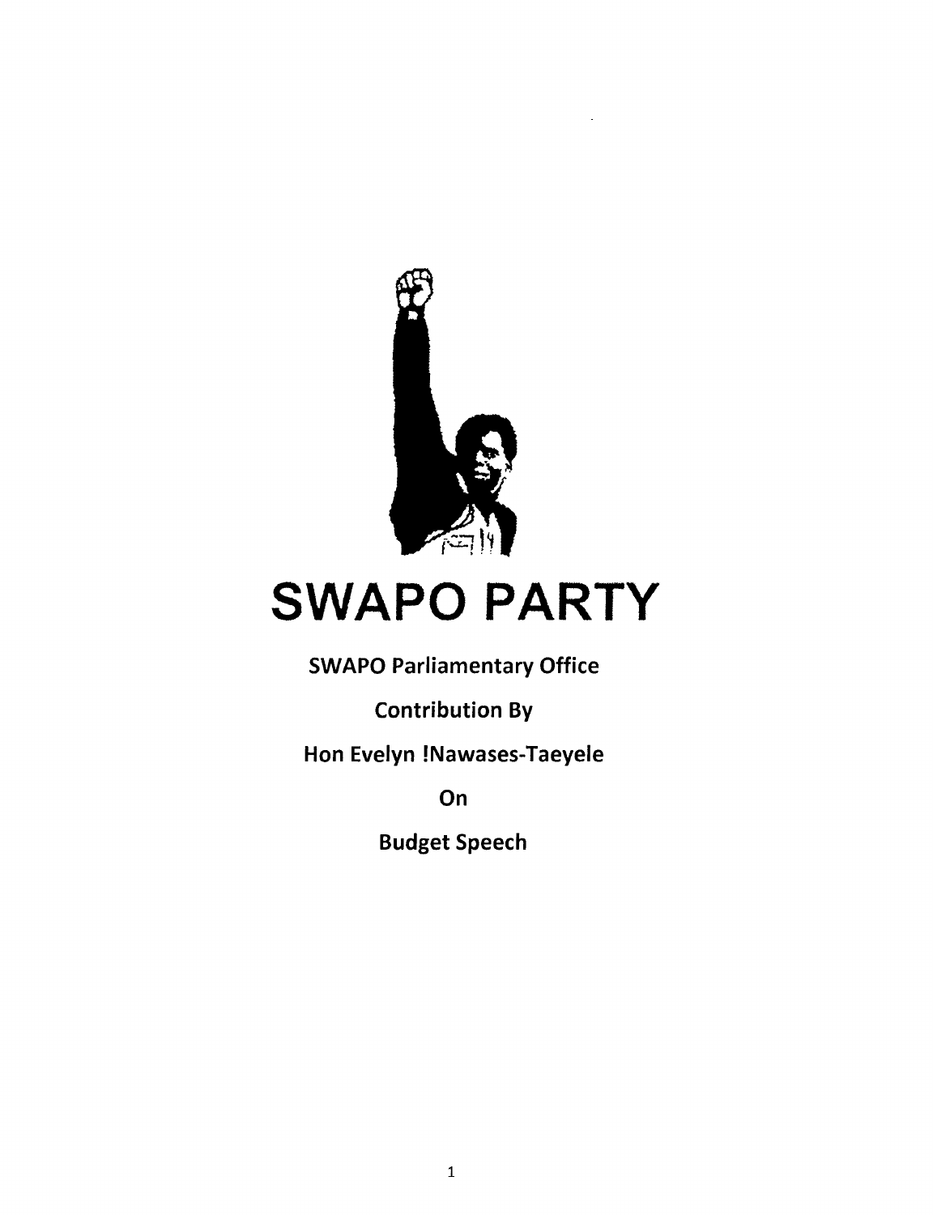# SWAPO PARTY

**SWAPO Parliamentary Office**

**Contribution By**

**Hon Evelyn !Nawases-Taeyele**

**On**

**Budget Speech**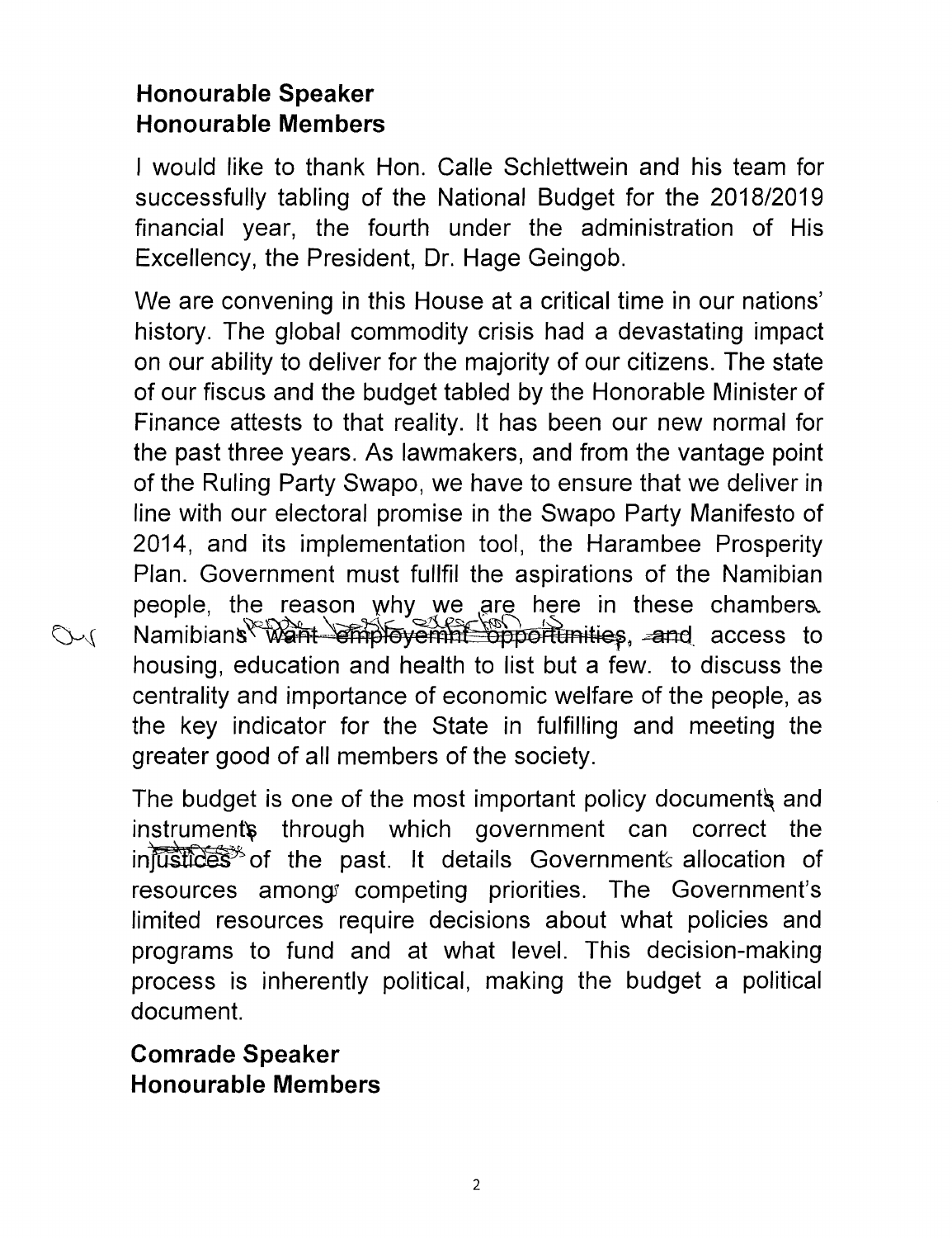**Honourable Speaker**
**Honourable Members**

I would like to thank Hon. Calle Schlettwein and his team for successfully tabling of the National Budget for the 2018/2019 financial year, the fourth under the administration of His Excellency, the President, Dr. Hage Geingob.

We are convening in this House at a critical time in our nations' history. The global commodity crisis had a devastating impact on our ability to deliver for the majority of our citizens. The state of our fiscus and the budget tabled by the Honorable Minister of Finance attests to that reality. It has been our new normal for the past three years. As lawmakers, and from the vantage point of the Ruling Party Swapo, we have to ensure that we deliver in line with our electoral promise in the Swapo Party Manifesto of 2014, and its implementation tool, the Harambee Prosperity Plan. Government must fullfil the aspirations of the Namibian people, the reason why we are here in these chambers. Namibians want employemnt opportunities, and access to housing, education and health to list but a few. to discuss the centrality and importance of economic welfare of the people, as the key indicator for the State in fulfilling and meeting the greater good of all members of the society.

The budget is one of the most important policy documents and instruments through which government can correct the injustices of the past. It details Governments allocation of resources among competing priorities. The Government's limited resources require decisions about what policies and programs to fund and at what level. This decision-making process is inherently political, making the budget a political document.

**Comrade Speaker**
**Honourable Members**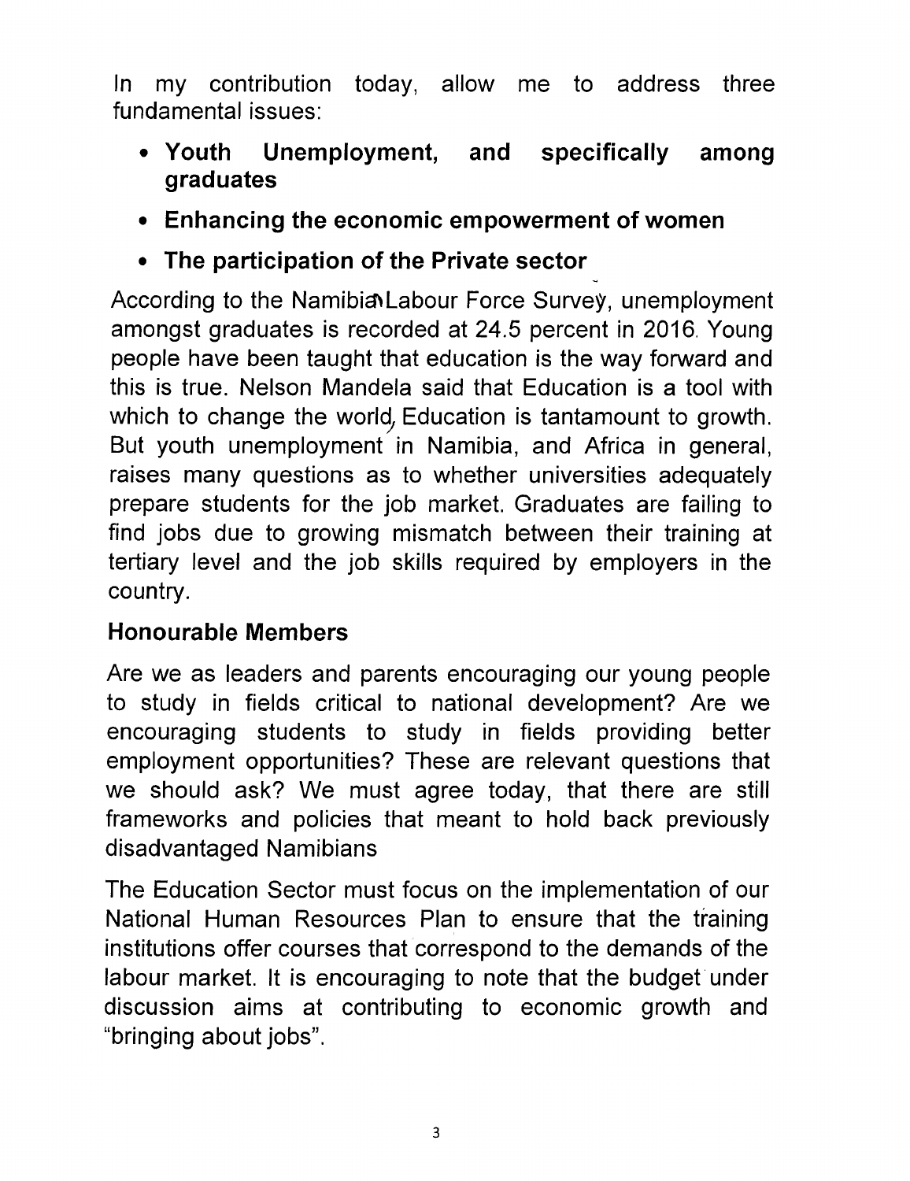In my contribution today, allow me to address three fundamental issues:

- **Youth Unemployment, and specifically among graduates**
- **Enhancing the economic empowerment of women**
- **The participation of the Private sector**

According to the Namibia Labour Force Survey, unemployment amongst graduates is recorded at 24.5 percent in 2016. Young people have been taught that education is the way forward and this is true. Nelson Mandela said that Education is a tool with which to change the world, Education is tantamount to growth. But youth unemployment in Namibia, and Africa in general, raises many questions as to whether universities adequately prepare students for the job market. Graduates are failing to find jobs due to growing mismatch between their training at tertiary level and the job skills required by employers in the country.

**Honourable Members**

Are we as leaders and parents encouraging our young people to study in fields critical to national development? Are we encouraging students to study in fields providing better employment opportunities? These are relevant questions that we should ask? We must agree today, that there are still frameworks and policies that meant to hold back previously disadvantaged Namibians

The Education Sector must focus on the implementation of our National Human Resources Plan to ensure that the training institutions offer courses that correspond to the demands of the labour market. It is encouraging to note that the budget under discussion aims at contributing to economic growth and "bringing about jobs".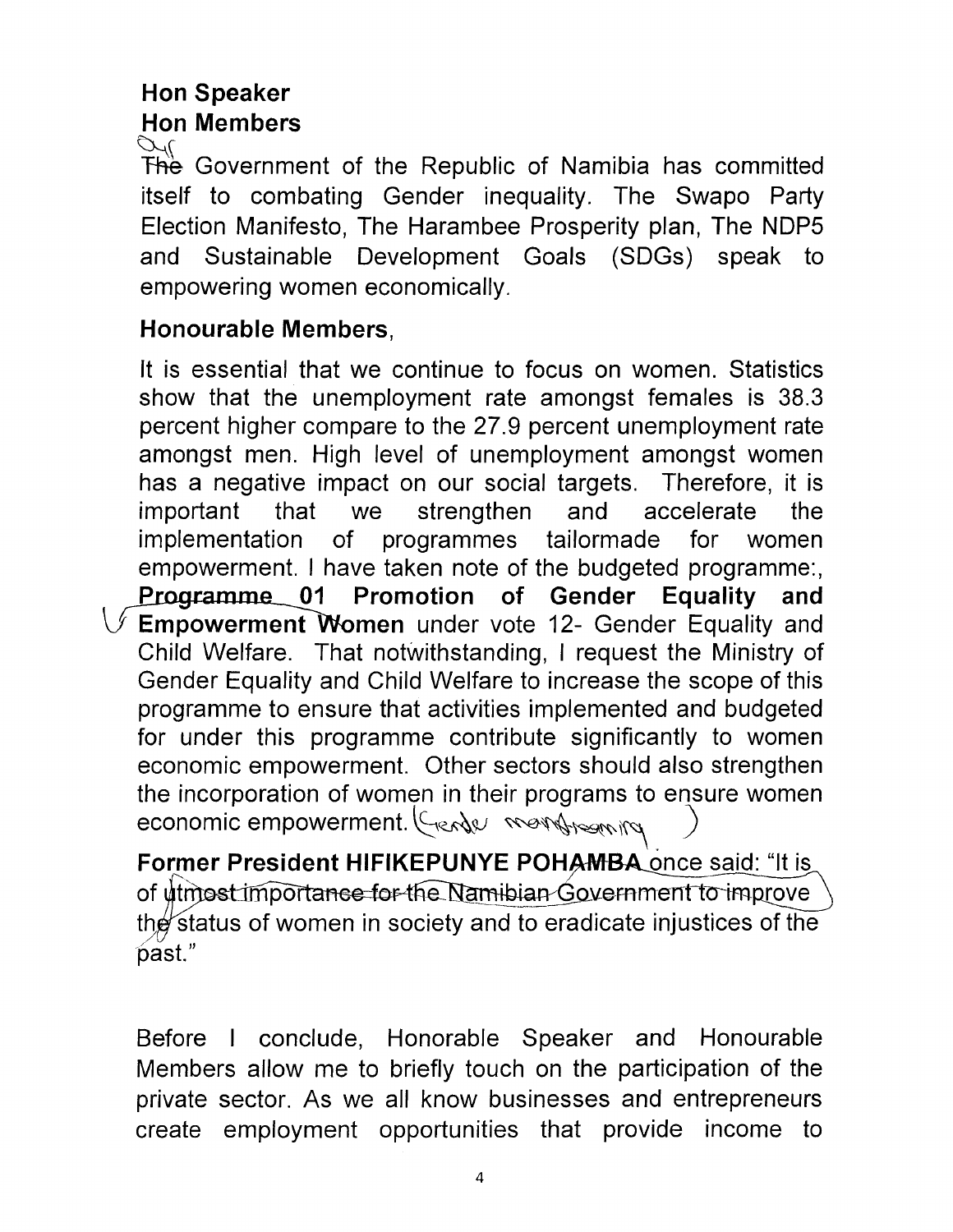**Hon Speaker**
**Hon Members**

The Government of the Republic of Namibia has committed itself to combating Gender inequality. The Swapo Party Election Manifesto, The Harambee Prosperity plan, The NDP5 and Sustainable Development Goals (SDGs) speak to empowering women economically.

**Honourable Members,**

It is essential that we continue to focus on women. Statistics show that the unemployment rate amongst females is 38.3 percent higher compare to the 27.9 percent unemployment rate amongst men. High level of unemployment amongst women has a negative impact on our social targets. Therefore, it is important that we strengthen and accelerate the implementation of programmes tailormade for women empowerment. I have taken note of the budgeted programme:, **Programme 01 Promotion of Gender Equality and Empowerment Women** under vote 12- Gender Equality and Child Welfare. That notwithstanding, I request the Ministry of Gender Equality and Child Welfare to increase the scope of this programme to ensure that activities implemented and budgeted for under this programme contribute significantly to women economic empowerment. Other sectors should also strengthen the incorporation of women in their programs to ensure women economic empowerment. (Gender mainstreaming)

**Former President HIFIKEPUNYE POHAMBA** once said: "It is of utmost importance for the Namibian Government to improve the status of women in society and to eradicate injustices of the past."

Before I conclude, Honorable Speaker and Honourable Members allow me to briefly touch on the participation of the private sector. As we all know businesses and entrepreneurs create employment opportunities that provide income to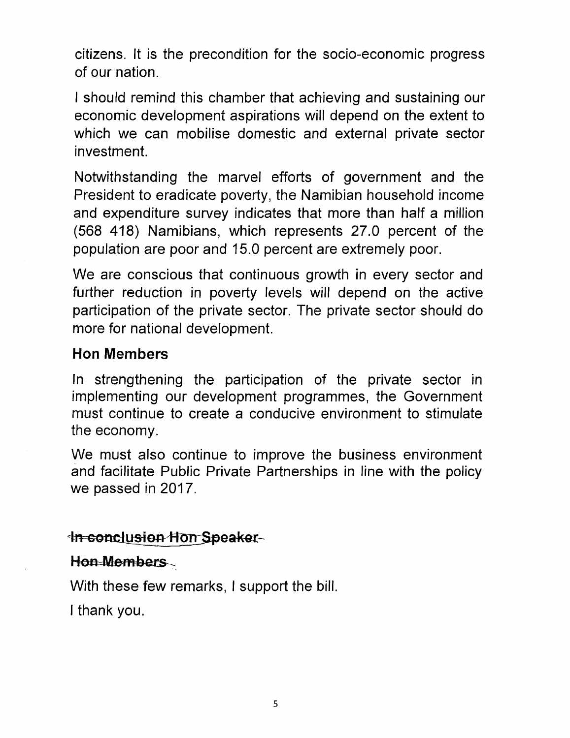citizens. It is the precondition for the socio-economic progress of our nation.

I should remind this chamber that achieving and sustaining our economic development aspirations will depend on the extent to which we can mobilise domestic and external private sector investment.

Notwithstanding the marvel efforts of government and the President to eradicate poverty, the Namibian household income and expenditure survey indicates that more than half a million (568 418) Namibians, which represents 27.0 percent of the population are poor and 15.0 percent are extremely poor.

We are conscious that continuous growth in every sector and further reduction in poverty levels will depend on the active participation of the private sector. The private sector should do more for national development.

**Hon Members**

In strengthening the participation of the private sector in implementing our development programmes, the Government must continue to create a conducive environment to stimulate the economy.

We must also continue to improve the business environment and facilitate Public Private Partnerships in line with the policy we passed in 2017.

~~**In conclusion Hon Speaker**~~

~~**Hon Members**~~

With these few remarks, I support the bill.

I thank you.